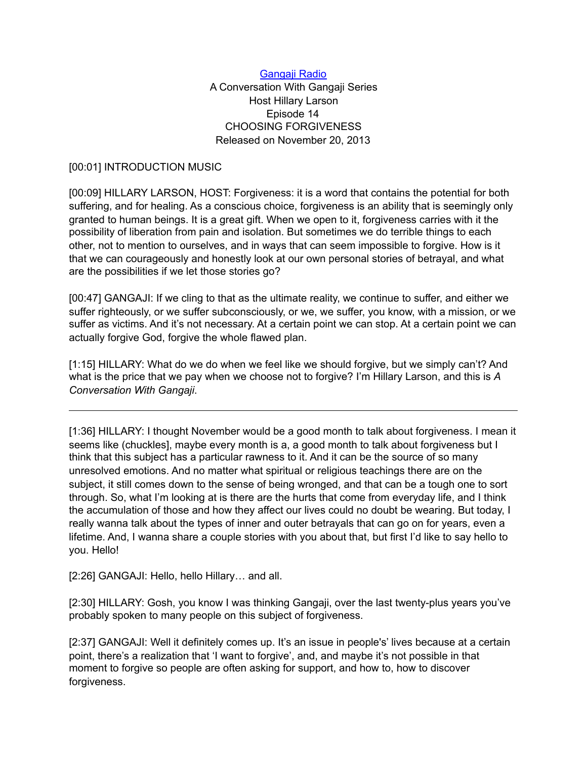[Gangaji Radio](#)
A Conversation With Gangaji Series
Host Hillary Larson
Episode 14
CHOOSING FORGIVENESS
Released on November 20, 2013

[00:01] INTRODUCTION MUSIC

[00:09] HILLARY LARSON, HOST: Forgiveness: it is a word that contains the potential for both suffering, and for healing. As a conscious choice, forgiveness is an ability that is seemingly only granted to human beings. It is a great gift. When we open to it, forgiveness carries with it the possibility of liberation from pain and isolation. But sometimes we do terrible things to each other, not to mention to ourselves, and in ways that can seem impossible to forgive. How is it that we can courageously and honestly look at our own personal stories of betrayal, and what are the possibilities if we let those stories go?

[00:47] GANGAJI: If we cling to that as the ultimate reality, we continue to suffer, and either we suffer righteously, or we suffer subconsciously, or we, we suffer, you know, with a mission, or we suffer as victims. And it's not necessary. At a certain point we can stop. At a certain point we can actually forgive God, forgive the whole flawed plan.

[1:15] HILLARY: What do we do when we feel like we should forgive, but we simply can't? And what is the price that we pay when we choose not to forgive? I'm Hillary Larson, and this is *A Conversation With Gangaji*.

---

[1:36] HILLARY: I thought November would be a good month to talk about forgiveness. I mean it seems like (chuckles), maybe every month is a, a good month to talk about forgiveness but I think that this subject has a particular rawness to it. And it can be the source of so many unresolved emotions. And no matter what spiritual or religious teachings there are on the subject, it still comes down to the sense of being wronged, and that can be a tough one to sort through. So, what I'm looking at is there are the hurts that come from everyday life, and I think the accumulation of those and how they affect our lives could no doubt be wearing. But today, I really wanna talk about the types of inner and outer betrayals that can go on for years, even a lifetime. And, I wanna share a couple stories with you about that, but first I'd like to say hello to you. Hello!

[2:26] GANGAJI: Hello, hello Hillary… and all.

[2:30] HILLARY: Gosh, you know I was thinking Gangaji, over the last twenty-plus years you've probably spoken to many people on this subject of forgiveness.

[2:37] GANGAJI: Well it definitely comes up. It's an issue in people's' lives because at a certain point, there's a realization that 'I want to forgive', and, and maybe it's not possible in that moment to forgive so people are often asking for support, and how to, how to discover forgiveness.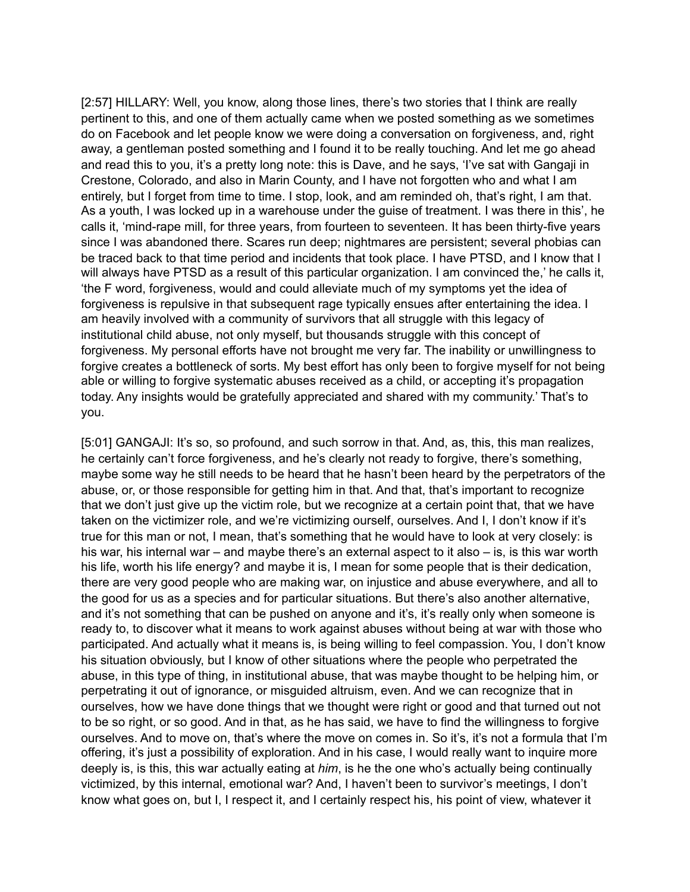[2:57] HILLARY: Well, you know, along those lines, there's two stories that I think are really pertinent to this, and one of them actually came when we posted something as we sometimes do on Facebook and let people know we were doing a conversation on forgiveness, and, right away, a gentleman posted something and I found it to be really touching. And let me go ahead and read this to you, it's a pretty long note: this is Dave, and he says, 'I've sat with Gangaji in Crestone, Colorado, and also in Marin County, and I have not forgotten who and what I am entirely, but I forget from time to time. I stop, look, and am reminded oh, that's right, I am that. As a youth, I was locked up in a warehouse under the guise of treatment. I was there in this', he calls it, 'mind-rape mill, for three years, from fourteen to seventeen. It has been thirty-five years since I was abandoned there. Scares run deep; nightmares are persistent; several phobias can be traced back to that time period and incidents that took place. I have PTSD, and I know that I will always have PTSD as a result of this particular organization. I am convinced the,' he calls it, 'the F word, forgiveness, would and could alleviate much of my symptoms yet the idea of forgiveness is repulsive in that subsequent rage typically ensues after entertaining the idea. I am heavily involved with a community of survivors that all struggle with this legacy of institutional child abuse, not only myself, but thousands struggle with this concept of forgiveness. My personal efforts have not brought me very far. The inability or unwillingness to forgive creates a bottleneck of sorts. My best effort has only been to forgive myself for not being able or willing to forgive systematic abuses received as a child, or accepting it's propagation today. Any insights would be gratefully appreciated and shared with my community.' That's to you.

[5:01] GANGAJI: It's so, so profound, and such sorrow in that. And, as, this, this man realizes, he certainly can't force forgiveness, and he's clearly not ready to forgive, there's something, maybe some way he still needs to be heard that he hasn't been heard by the perpetrators of the abuse, or, or those responsible for getting him in that. And that, that's important to recognize that we don't just give up the victim role, but we recognize at a certain point that, that we have taken on the victimizer role, and we're victimizing ourself, ourselves. And I, I don't know if it's true for this man or not, I mean, that's something that he would have to look at very closely: is his war, his internal war – and maybe there's an external aspect to it also – is, is this war worth his life, worth his life energy? and maybe it is, I mean for some people that is their dedication, there are very good people who are making war, on injustice and abuse everywhere, and all to the good for us as a species and for particular situations. But there's also another alternative, and it's not something that can be pushed on anyone and it's, it's really only when someone is ready to, to discover what it means to work against abuses without being at war with those who participated. And actually what it means is, is being willing to feel compassion. You, I don't know his situation obviously, but I know of other situations where the people who perpetrated the abuse, in this type of thing, in institutional abuse, that was maybe thought to be helping him, or perpetrating it out of ignorance, or misguided altruism, even. And we can recognize that in ourselves, how we have done things that we thought were right or good and that turned out not to be so right, or so good. And in that, as he has said, we have to find the willingness to forgive ourselves. And to move on, that's where the move on comes in. So it's, it's not a formula that I'm offering, it's just a possibility of exploration. And in his case, I would really want to inquire more deeply is, is this, this war actually eating at *him*, is he the one who's actually being continually victimized, by this internal, emotional war? And, I haven't been to survivor's meetings, I don't know what goes on, but I, I respect it, and I certainly respect his, his point of view, whatever it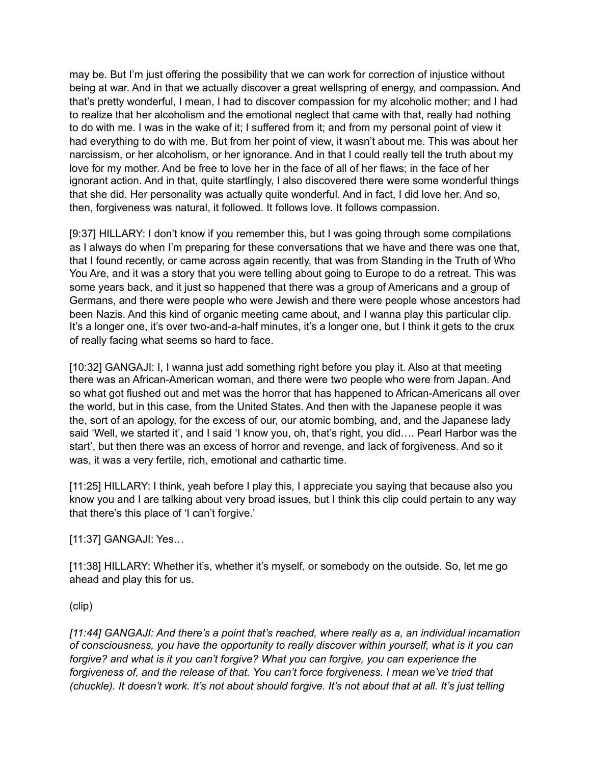may be. But I'm just offering the possibility that we can work for correction of injustice without being at war. And in that we actually discover a great wellspring of energy, and compassion. And that's pretty wonderful, I mean, I had to discover compassion for my alcoholic mother; and I had to realize that her alcoholism and the emotional neglect that came with that, really had nothing to do with me. I was in the wake of it; I suffered from it; and from my personal point of view it had everything to do with me. But from her point of view, it wasn't about me. This was about her narcissism, or her alcoholism, or her ignorance. And in that I could really tell the truth about my love for my mother. And be free to love her in the face of all of her flaws; in the face of her ignorant action. And in that, quite startlingly, I also discovered there were some wonderful things that she did. Her personality was actually quite wonderful. And in fact, I did love her. And so, then, forgiveness was natural, it followed. It follows love. It follows compassion.

[9:37] HILLARY: I don't know if you remember this, but I was going through some compilations as I always do when I'm preparing for these conversations that we have and there was one that, that I found recently, or came across again recently, that was from Standing in the Truth of Who You Are, and it was a story that you were telling about going to Europe to do a retreat. This was some years back, and it just so happened that there was a group of Americans and a group of Germans, and there were people who were Jewish and there were people whose ancestors had been Nazis. And this kind of organic meeting came about, and I wanna play this particular clip. It's a longer one, it's over two-and-a-half minutes, it's a longer one, but I think it gets to the crux of really facing what seems so hard to face.

[10:32] GANGAJI: I, I wanna just add something right before you play it. Also at that meeting there was an African-American woman, and there were two people who were from Japan. And so what got flushed out and met was the horror that has happened to African-Americans all over the world, but in this case, from the United States. And then with the Japanese people it was the, sort of an apology, for the excess of our, our atomic bombing, and, and the Japanese lady said 'Well, we started it', and I said 'I know you, oh, that's right, you did…. Pearl Harbor was the start', but then there was an excess of horror and revenge, and lack of forgiveness. And so it was, it was a very fertile, rich, emotional and cathartic time.

[11:25] HILLARY: I think, yeah before I play this, I appreciate you saying that because also you know you and I are talking about very broad issues, but I think this clip could pertain to any way that there's this place of 'I can't forgive.'

[11:37] GANGAJI: Yes…

[11:38] HILLARY: Whether it's, whether it's myself, or somebody on the outside. So, let me go ahead and play this for us.

(clip)

*[11:44] GANGAJI: And there's a point that's reached, where really as a, an individual incarnation of consciousness, you have the opportunity to really discover within yourself, what is it you can forgive? and what is it you can't forgive? What you can forgive, you can experience the forgiveness of, and the release of that. You can't force forgiveness. I mean we've tried that (chuckle). It doesn't work. It's not about should forgive. It's not about that at all. It's just telling*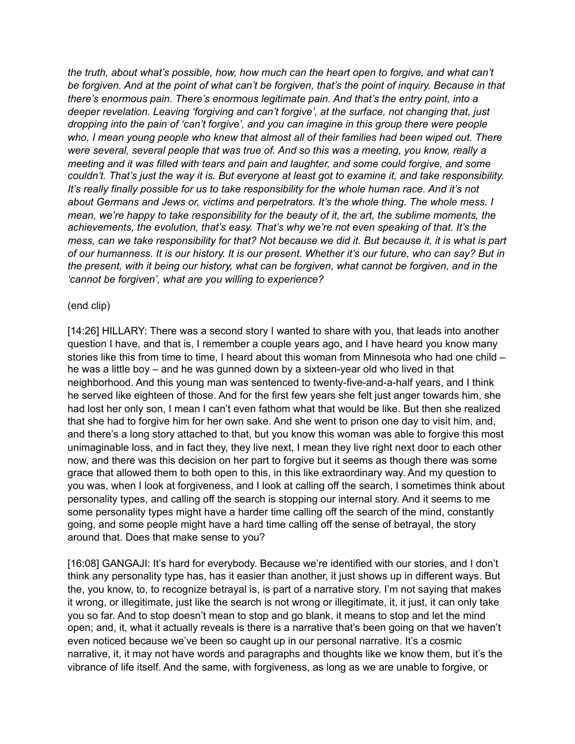*the truth, about what's possible, how, how much can the heart open to forgive, and what can't be forgiven. And at the point of what can't be forgiven, that's the point of inquiry. Because in that there's enormous pain. There's enormous legitimate pain. And that's the entry point, into a deeper revelation. Leaving 'forgiving and can't forgive', at the surface, not changing that, just dropping into the pain of 'can't forgive', and you can imagine in this group there were people who, I mean young people who knew that almost all of their families had been wiped out. There were several, several people that was true of. And so this was a meeting, you know, really a meeting and it was filled with tears and pain and laughter, and some could forgive, and some couldn't. That's just the way it is. But everyone at least got to examine it, and take responsibility. It's really finally possible for us to take responsibility for the whole human race. And it's not about Germans and Jews or, victims and perpetrators. It's the whole thing. The whole mess. I mean, we're happy to take responsibility for the beauty of it, the art, the sublime moments, the achievements, the evolution, that's easy. That's why we're not even speaking of that. It's the mess, can we take responsibility for that? Not because we did it. But because it, it is what is part of our humanness. It is our history. It is our present. Whether it's our future, who can say? But in the present, with it being our history, what can be forgiven, what cannot be forgiven, and in the 'cannot be forgiven', what are you willing to experience?*

(end clip)

[14:26] HILLARY: There was a second story I wanted to share with you, that leads into another question I have, and that is, I remember a couple years ago, and I have heard you know many stories like this from time to time, I heard about this woman from Minnesota who had one child – he was a little boy – and he was gunned down by a sixteen-year old who lived in that neighborhood. And this young man was sentenced to twenty-five-and-a-half years, and I think he served like eighteen of those. And for the first few years she felt just anger towards him, she had lost her only son, I mean I can't even fathom what that would be like. But then she realized that she had to forgive him for her own sake. And she went to prison one day to visit him, and, and there's a long story attached to that, but you know this woman was able to forgive this most unimaginable loss, and in fact they, they live next, I mean they live right next door to each other now, and there was this decision on her part to forgive but it seems as though there was some grace that allowed them to both open to this, in this like extraordinary way. And my question to you was, when I look at forgiveness, and I look at calling off the search, I sometimes think about personality types, and calling off the search is stopping our internal story. And it seems to me some personality types might have a harder time calling off the search of the mind, constantly going, and some people might have a hard time calling off the sense of betrayal, the story around that. Does that make sense to you?

[16:08] GANGAJI: It's hard for everybody. Because we're identified with our stories, and I don't think any personality type has, has it easier than another, it just shows up in different ways. But the, you know, to, to recognize betrayal is, is part of a narrative story. I'm not saying that makes it wrong, or illegitimate, just like the search is not wrong or illegitimate, it, it just, it can only take you so far. And to stop doesn't mean to stop and go blank, it means to stop and let the mind open; and, it, what it actually reveals is there is a narrative that's been going on that we haven't even noticed because we've been so caught up in our personal narrative. It's a cosmic narrative, it, it may not have words and paragraphs and thoughts like we know them, but it's the vibrance of life itself. And the same, with forgiveness, as long as we are unable to forgive, or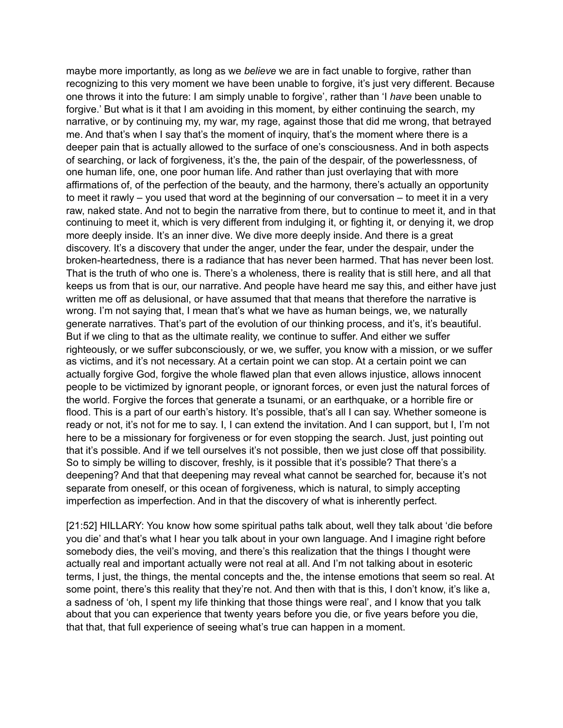maybe more importantly, as long as we *believe* we are in fact unable to forgive, rather than recognizing to this very moment we have been unable to forgive, it's just very different. Because one throws it into the future: I am simply unable to forgive', rather than 'I *have* been unable to forgive.' But what is it that I am avoiding in this moment, by either continuing the search, my narrative, or by continuing my, my war, my rage, against those that did me wrong, that betrayed me. And that's when I say that's the moment of inquiry, that's the moment where there is a deeper pain that is actually allowed to the surface of one's consciousness. And in both aspects of searching, or lack of forgiveness, it's the, the pain of the despair, of the powerlessness, of one human life, one, one poor human life. And rather than just overlaying that with more affirmations of, of the perfection of the beauty, and the harmony, there's actually an opportunity to meet it rawly – you used that word at the beginning of our conversation – to meet it in a very raw, naked state. And not to begin the narrative from there, but to continue to meet it, and in that continuing to meet it, which is very different from indulging it, or fighting it, or denying it, we drop more deeply inside. It's an inner dive. We dive more deeply inside. And there is a great discovery. It's a discovery that under the anger, under the fear, under the despair, under the broken-heartedness, there is a radiance that has never been harmed. That has never been lost. That is the truth of who one is. There's a wholeness, there is reality that is still here, and all that keeps us from that is our, our narrative. And people have heard me say this, and either have just written me off as delusional, or have assumed that that means that therefore the narrative is wrong. I'm not saying that, I mean that's what we have as human beings, we, we naturally generate narratives. That's part of the evolution of our thinking process, and it's, it's beautiful. But if we cling to that as the ultimate reality, we continue to suffer. And either we suffer righteously, or we suffer subconsciously, or we, we suffer, you know with a mission, or we suffer as victims, and it's not necessary. At a certain point we can stop. At a certain point we can actually forgive God, forgive the whole flawed plan that even allows injustice, allows innocent people to be victimized by ignorant people, or ignorant forces, or even just the natural forces of the world. Forgive the forces that generate a tsunami, or an earthquake, or a horrible fire or flood. This is a part of our earth's history. It's possible, that's all I can say. Whether someone is ready or not, it's not for me to say. I, I can extend the invitation. And I can support, but I, I'm not here to be a missionary for forgiveness or for even stopping the search. Just, just pointing out that it's possible. And if we tell ourselves it's not possible, then we just close off that possibility. So to simply be willing to discover, freshly, is it possible that it's possible? That there's a deepening? And that that deepening may reveal what cannot be searched for, because it's not separate from oneself, or this ocean of forgiveness, which is natural, to simply accepting imperfection as imperfection. And in that the discovery of what is inherently perfect.

[21:52] HILLARY: You know how some spiritual paths talk about, well they talk about 'die before you die' and that's what I hear you talk about in your own language. And I imagine right before somebody dies, the veil's moving, and there's this realization that the things I thought were actually real and important actually were not real at all. And I'm not talking about in esoteric terms, I just, the things, the mental concepts and the, the intense emotions that seem so real. At some point, there's this reality that they're not. And then with that is this, I don't know, it's like a, a sadness of 'oh, I spent my life thinking that those things were real', and I know that you talk about that you can experience that twenty years before you die, or five years before you die, that that, that full experience of seeing what's true can happen in a moment.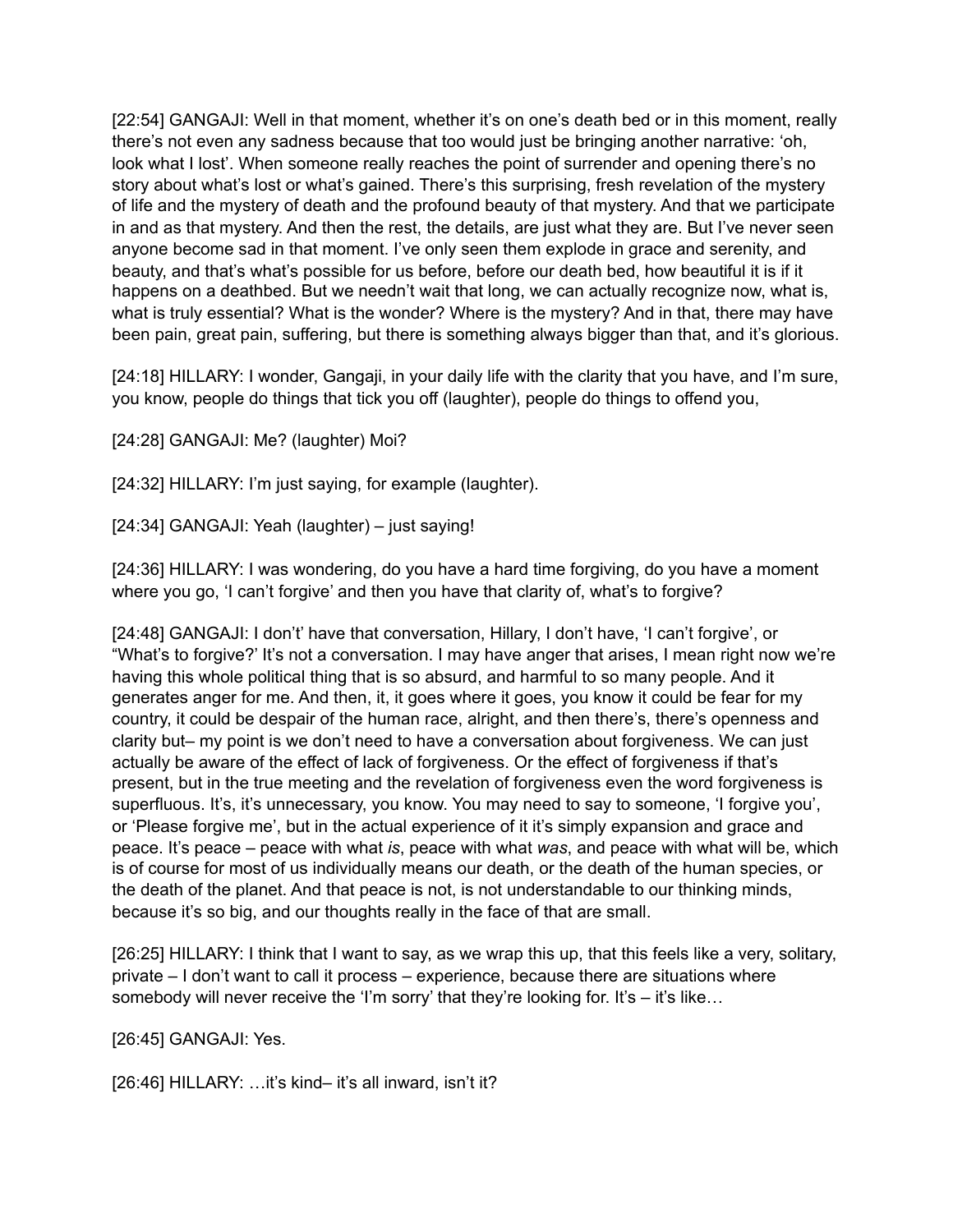[22:54] GANGAJI: Well in that moment, whether it's on one's death bed or in this moment, really there's not even any sadness because that too would just be bringing another narrative: 'oh, look what I lost'. When someone really reaches the point of surrender and opening there's no story about what's lost or what's gained. There's this surprising, fresh revelation of the mystery of life and the mystery of death and the profound beauty of that mystery. And that we participate in and as that mystery. And then the rest, the details, are just what they are. But I've never seen anyone become sad in that moment. I've only seen them explode in grace and serenity, and beauty, and that's what's possible for us before, before our death bed, how beautiful it is if it happens on a deathbed. But we needn't wait that long, we can actually recognize now, what is, what is truly essential? What is the wonder? Where is the mystery? And in that, there may have been pain, great pain, suffering, but there is something always bigger than that, and it's glorious.

[24:18] HILLARY: I wonder, Gangaji, in your daily life with the clarity that you have, and I'm sure, you know, people do things that tick you off (laughter), people do things to offend you,

[24:28] GANGAJI: Me? (laughter) Moi?

[24:32] HILLARY: I'm just saying, for example (laughter).

[24:34] GANGAJI: Yeah (laughter) – just saying!

[24:36] HILLARY: I was wondering, do you have a hard time forgiving, do you have a moment where you go, 'I can't forgive' and then you have that clarity of, what's to forgive?

[24:48] GANGAJI: I don't' have that conversation, Hillary, I don't have, 'I can't forgive', or "What's to forgive?' It's not a conversation. I may have anger that arises, I mean right now we're having this whole political thing that is so absurd, and harmful to so many people. And it generates anger for me. And then, it, it goes where it goes, you know it could be fear for my country, it could be despair of the human race, alright, and then there's, there's openness and clarity but– my point is we don't need to have a conversation about forgiveness. We can just actually be aware of the effect of lack of forgiveness. Or the effect of forgiveness if that's present, but in the true meeting and the revelation of forgiveness even the word forgiveness is superfluous. It's, it's unnecessary, you know. You may need to say to someone, 'I forgive you', or 'Please forgive me', but in the actual experience of it it's simply expansion and grace and peace. It's peace – peace with what *is*, peace with what *was*, and peace with what will be, which is of course for most of us individually means our death, or the death of the human species, or the death of the planet. And that peace is not, is not understandable to our thinking minds, because it's so big, and our thoughts really in the face of that are small.

[26:25] HILLARY: I think that I want to say, as we wrap this up, that this feels like a very, solitary, private – I don't want to call it process – experience, because there are situations where somebody will never receive the 'I'm sorry' that they're looking for. It's – it's like…

[26:45] GANGAJI: Yes.

[26:46] HILLARY: …it's kind– it's all inward, isn't it?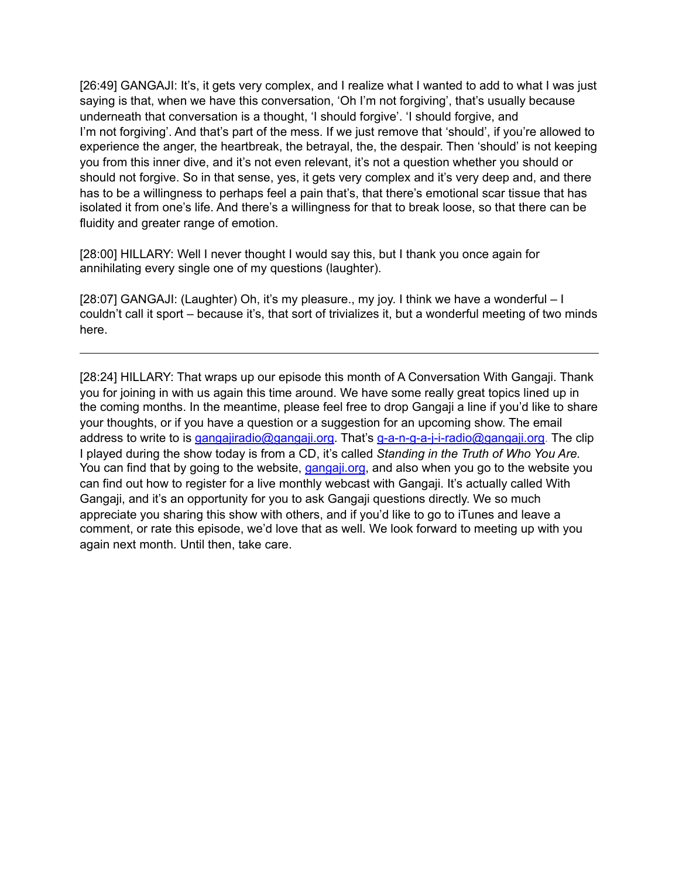[26:49] GANGAJI: It's, it gets very complex, and I realize what I wanted to add to what I was just saying is that, when we have this conversation, 'Oh I'm not forgiving', that's usually because underneath that conversation is a thought, 'I should forgive'. 'I should forgive, and I'm not forgiving'. And that's part of the mess. If we just remove that 'should', if you're allowed to experience the anger, the heartbreak, the betrayal, the, the despair. Then 'should' is not keeping you from this inner dive, and it's not even relevant, it's not a question whether you should or should not forgive. So in that sense, yes, it gets very complex and it's very deep and, and there has to be a willingness to perhaps feel a pain that's, that there's emotional scar tissue that has isolated it from one's life. And there's a willingness for that to break loose, so that there can be fluidity and greater range of emotion.

[28:00] HILLARY: Well I never thought I would say this, but I thank you once again for annihilating every single one of my questions (laughter).

[28:07] GANGAJI: (Laughter) Oh, it's my pleasure., my joy. I think we have a wonderful – I couldn't call it sport – because it's, that sort of trivializes it, but a wonderful meeting of two minds here.

---

[28:24] HILLARY: That wraps up our episode this month of A Conversation With Gangaji. Thank you for joining in with us again this time around. We have some really great topics lined up in the coming months. In the meantime, please feel free to drop Gangaji a line if you'd like to share your thoughts, or if you have a question or a suggestion for an upcoming show. The email address to write to is gangajiradio@gangaji.org. That's g-a-n-g-a-j-i-radio@gangaji.org. The clip I played during the show today is from a CD, it's called *Standing in the Truth of Who You Are.* You can find that by going to the website, gangaji.org, and also when you go to the website you can find out how to register for a live monthly webcast with Gangaji. It's actually called With Gangaji, and it's an opportunity for you to ask Gangaji questions directly. We so much appreciate you sharing this show with others, and if you'd like to go to iTunes and leave a comment, or rate this episode, we'd love that as well. We look forward to meeting up with you again next month. Until then, take care.